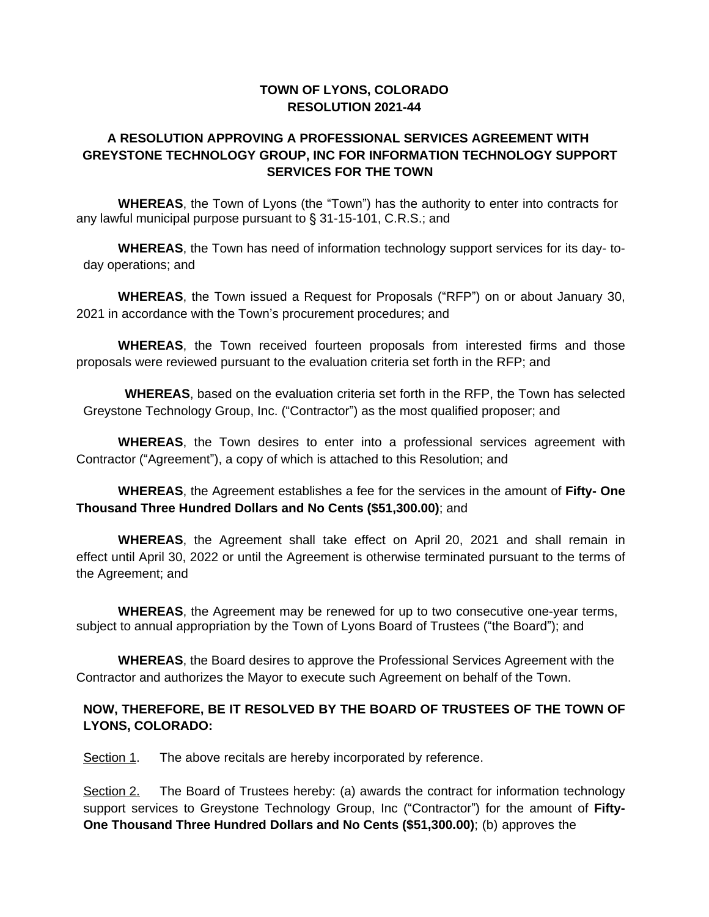# TOWN OF LYONS, COLORADO
# RESOLUTION 2021-44

## A RESOLUTION APPROVING A PROFESSIONAL SERVICES AGREEMENT WITH GREYSTONE TECHNOLOGY GROUP, INC FOR INFORMATION TECHNOLOGY SUPPORT SERVICES FOR THE TOWN

**WHEREAS**, the Town of Lyons (the "Town") has the authority to enter into contracts for any lawful municipal purpose pursuant to § 31-15-101, C.R.S.; and

**WHEREAS**, the Town has need of information technology support services for its day- to-day operations; and

**WHEREAS**, the Town issued a Request for Proposals ("RFP") on or about January 30, 2021 in accordance with the Town's procurement procedures; and

**WHEREAS**, the Town received fourteen proposals from interested firms and those proposals were reviewed pursuant to the evaluation criteria set forth in the RFP; and

**WHEREAS**, based on the evaluation criteria set forth in the RFP, the Town has selected Greystone Technology Group, Inc. ("Contractor") as the most qualified proposer; and

**WHEREAS**, the Town desires to enter into a professional services agreement with Contractor ("Agreement"), a copy of which is attached to this Resolution; and

**WHEREAS**, the Agreement establishes a fee for the services in the amount of **Fifty- One Thousand Three Hundred Dollars and No Cents ($51,300.00)**; and

**WHEREAS**, the Agreement shall take effect on April 20, 2021 and shall remain in effect until April 30, 2022 or until the Agreement is otherwise terminated pursuant to the terms of the Agreement; and

**WHEREAS**, the Agreement may be renewed for up to two consecutive one-year terms, subject to annual appropriation by the Town of Lyons Board of Trustees ("the Board"); and

**WHEREAS**, the Board desires to approve the Professional Services Agreement with the Contractor and authorizes the Mayor to execute such Agreement on behalf of the Town.

**NOW, THEREFORE, BE IT RESOLVED BY THE BOARD OF TRUSTEES OF THE TOWN OF LYONS, COLORADO:**

Section 1. The above recitals are hereby incorporated by reference.

Section 2. The Board of Trustees hereby: (a) awards the contract for information technology support services to Greystone Technology Group, Inc ("Contractor") for the amount of **Fifty-One Thousand Three Hundred Dollars and No Cents ($51,300.00)**; (b) approves the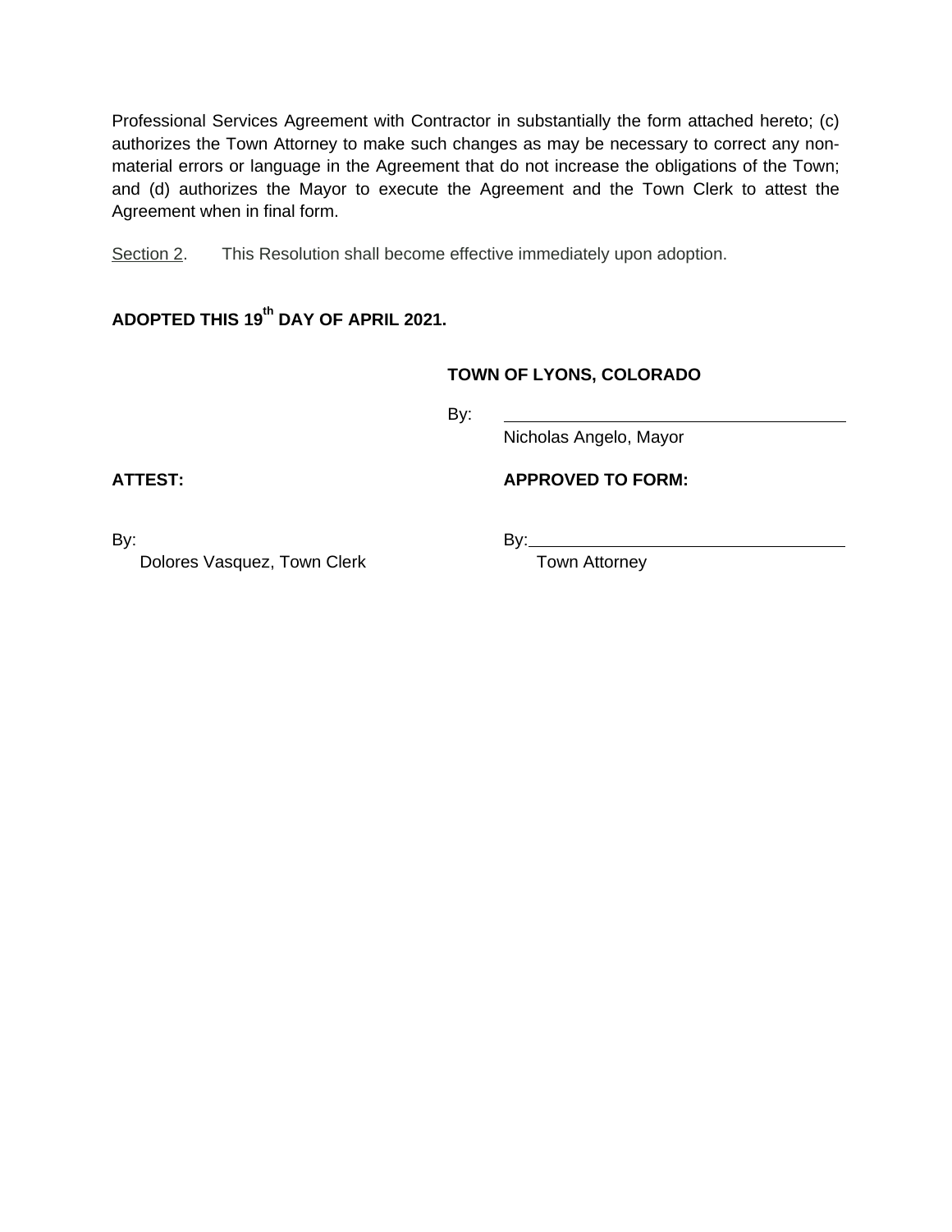Professional Services Agreement with Contractor in substantially the form attached hereto; (c) authorizes the Town Attorney to make such changes as may be necessary to correct any non-material errors or language in the Agreement that do not increase the obligations of the Town; and (d) authorizes the Mayor to execute the Agreement and the Town Clerk to attest the Agreement when in final form.

Section 2. This Resolution shall become effective immediately upon adoption.

**ADOPTED THIS 19th DAY OF APRIL 2021.**

**TOWN OF LYONS, COLORADO**

By: \_\_\_\_\_\_\_\_\_\_\_\_\_\_\_\_\_\_\_\_\_\_\_\_\_\_\_\_\_\_
Nicholas Angelo, Mayor

**ATTEST:**

By:
Dolores Vasquez, Town Clerk

**APPROVED TO FORM:**

By: \_\_\_\_\_\_\_\_\_\_\_\_\_\_\_\_\_\_\_\_\_\_\_\_\_\_\_\_\_\_
Town Attorney